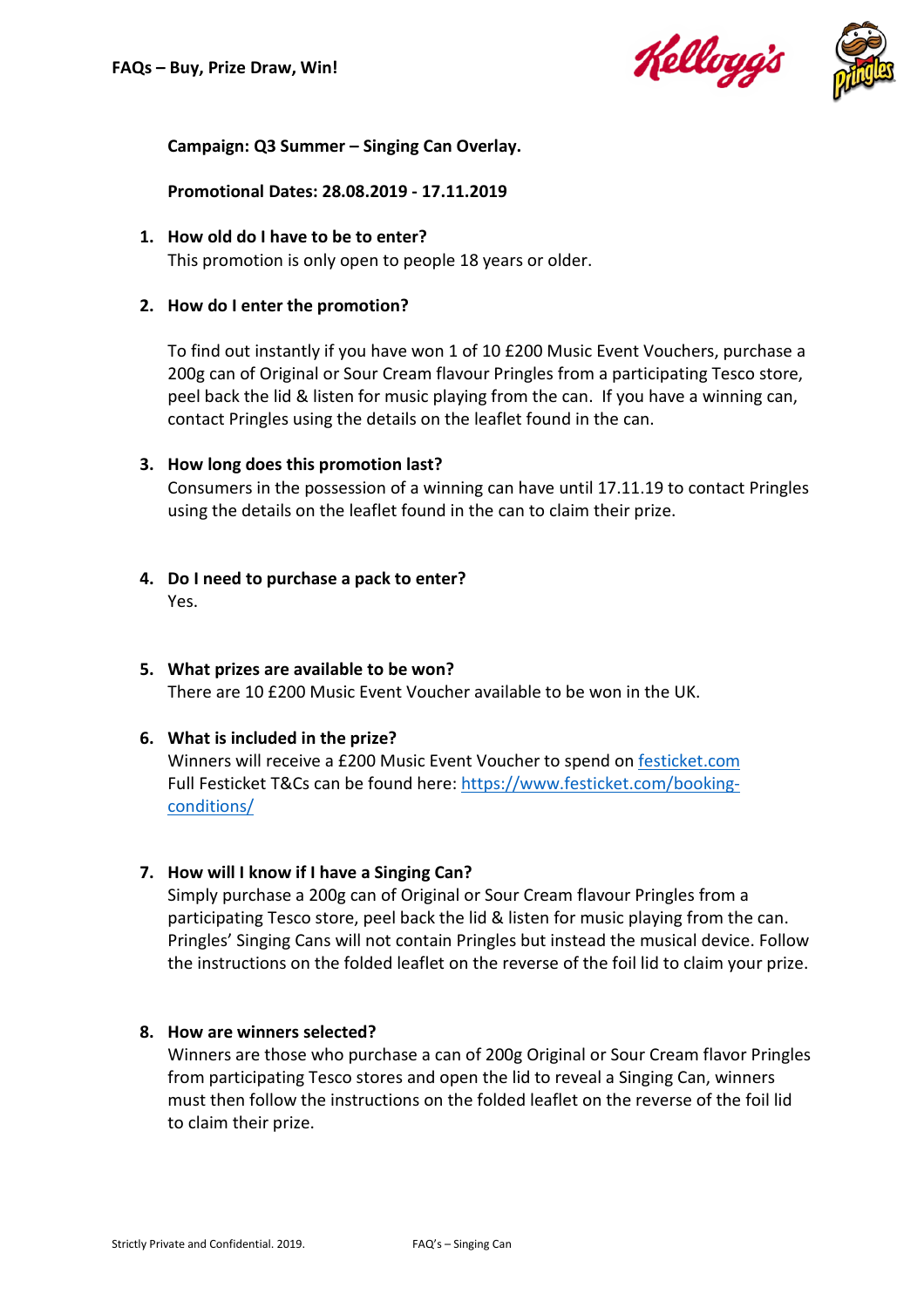# FAQs – Buy, Prize Draw, Win!

**Campaign: Q3 Summer – Singing Can Overlay.**

**Promotional Dates: 28.08.2019 - 17.11.2019**

1. **How old do I have to be to enter?**
   This promotion is only open to people 18 years or older.

2. **How do I enter the promotion?**

   To find out instantly if you have won 1 of 10 £200 Music Event Vouchers, purchase a 200g can of Original or Sour Cream flavour Pringles from a participating Tesco store, peel back the lid & listen for music playing from the can. If you have a winning can, contact Pringles using the details on the leaflet found in the can.

3. **How long does this promotion last?**
   Consumers in the possession of a winning can have until 17.11.19 to contact Pringles using the details on the leaflet found in the can to claim their prize.

4. **Do I need to purchase a pack to enter?**
   Yes.

5. **What prizes are available to be won?**
   There are 10 £200 Music Event Voucher available to be won in the UK.

6. **What is included in the prize?**
   Winners will receive a £200 Music Event Voucher to spend on festicket.com
   Full Festicket T&Cs can be found here: https://www.festicket.com/booking-conditions/

7. **How will I know if I have a Singing Can?**
   Simply purchase a 200g can of Original or Sour Cream flavour Pringles from a participating Tesco store, peel back the lid & listen for music playing from the can. Pringles' Singing Cans will not contain Pringles but instead the musical device. Follow the instructions on the folded leaflet on the reverse of the foil lid to claim your prize.

8. **How are winners selected?**
   Winners are those who purchase a can of 200g Original or Sour Cream flavor Pringles from participating Tesco stores and open the lid to reveal a Singing Can, winners must then follow the instructions on the folded leaflet on the reverse of the foil lid to claim their prize.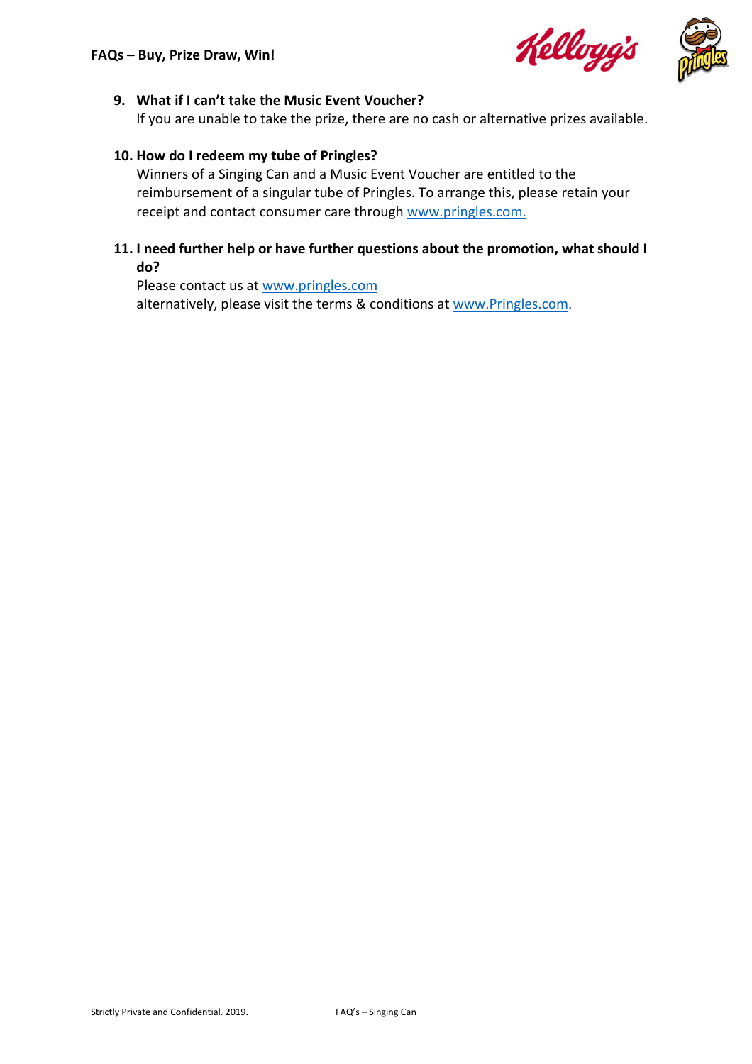9. **What if I can't take the Music Event Voucher?**
   If you are unable to take the prize, there are no cash or alternative prizes available.

10. **How do I redeem my tube of Pringles?**
    Winners of a Singing Can and a Music Event Voucher are entitled to the reimbursement of a singular tube of Pringles. To arrange this, please retain your receipt and contact consumer care through www.pringles.com.

11. **I need further help or have further questions about the promotion, what should I do?**
    Please contact us at www.pringles.com
    alternatively, please visit the terms & conditions at www.Pringles.com.